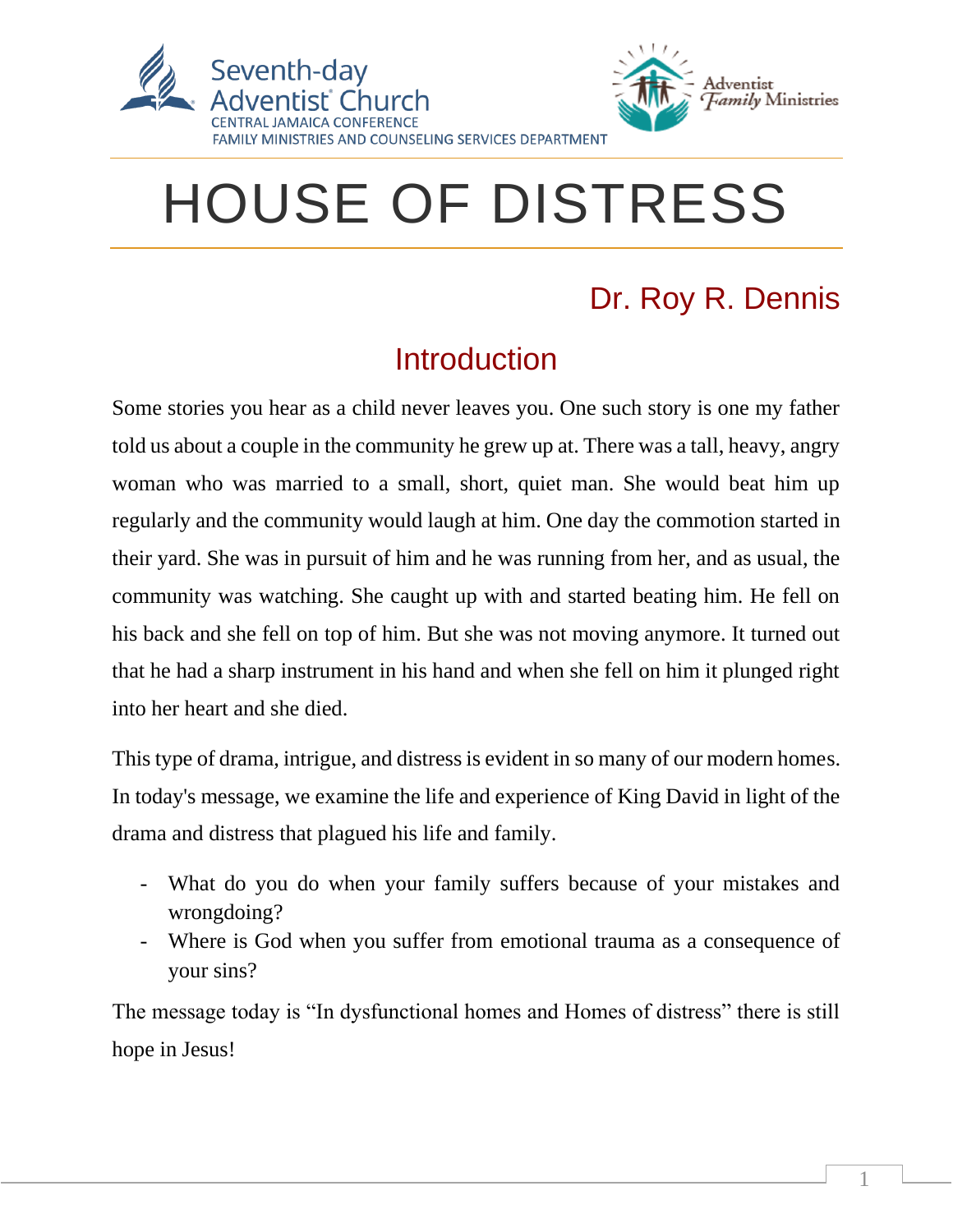Seventh-day Adventist Church
CENTRAL JAMAICA CONFERENCE
FAMILY MINISTRIES AND COUNSELING SERVICES DEPARTMENT

Adventist Family Ministries

# HOUSE OF DISTRESS

### Dr. Roy R. Dennis

## Introduction

Some stories you hear as a child never leaves you. One such story is one my father told us about a couple in the community he grew up at. There was a tall, heavy, angry woman who was married to a small, short, quiet man. She would beat him up regularly and the community would laugh at him. One day the commotion started in their yard. She was in pursuit of him and he was running from her, and as usual, the community was watching. She caught up with and started beating him. He fell on his back and she fell on top of him. But she was not moving anymore. It turned out that he had a sharp instrument in his hand and when she fell on him it plunged right into her heart and she died.

This type of drama, intrigue, and distress is evident in so many of our modern homes. In today's message, we examine the life and experience of King David in light of the drama and distress that plagued his life and family.

- What do you do when your family suffers because of your mistakes and wrongdoing?
- Where is God when you suffer from emotional trauma as a consequence of your sins?

The message today is "In dysfunctional homes and Homes of distress" there is still hope in Jesus!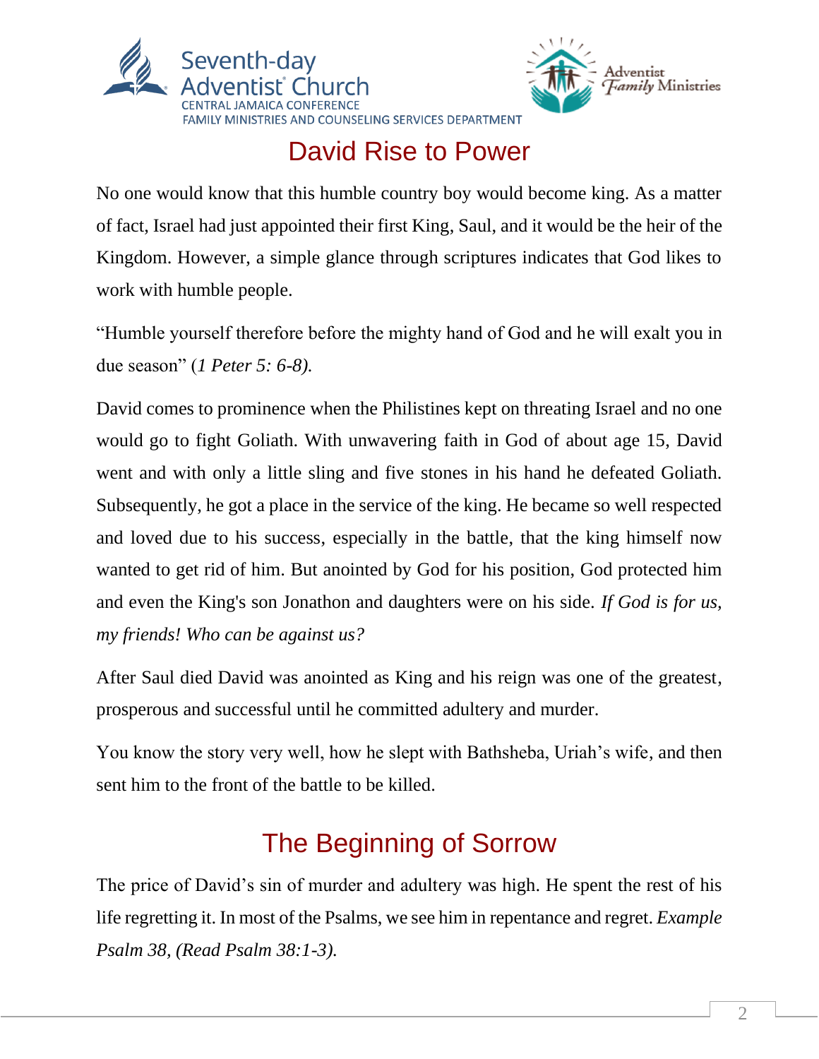## David Rise to Power

No one would know that this humble country boy would become king. As a matter of fact, Israel had just appointed their first King, Saul, and it would be the heir of the Kingdom. However, a simple glance through scriptures indicates that God likes to work with humble people.

"Humble yourself therefore before the mighty hand of God and he will exalt you in due season" (*1 Peter 5: 6-8).*

David comes to prominence when the Philistines kept on threating Israel and no one would go to fight Goliath. With unwavering faith in God of about age 15, David went and with only a little sling and five stones in his hand he defeated Goliath. Subsequently, he got a place in the service of the king. He became so well respected and loved due to his success, especially in the battle, that the king himself now wanted to get rid of him. But anointed by God for his position, God protected him and even the King's son Jonathon and daughters were on his side. *If God is for us, my friends! Who can be against us?*

After Saul died David was anointed as King and his reign was one of the greatest, prosperous and successful until he committed adultery and murder.

You know the story very well, how he slept with Bathsheba, Uriah's wife, and then sent him to the front of the battle to be killed.

## The Beginning of Sorrow

The price of David's sin of murder and adultery was high. He spent the rest of his life regretting it. In most of the Psalms, we see him in repentance and regret. *Example Psalm 38, (Read Psalm 38:1-3).*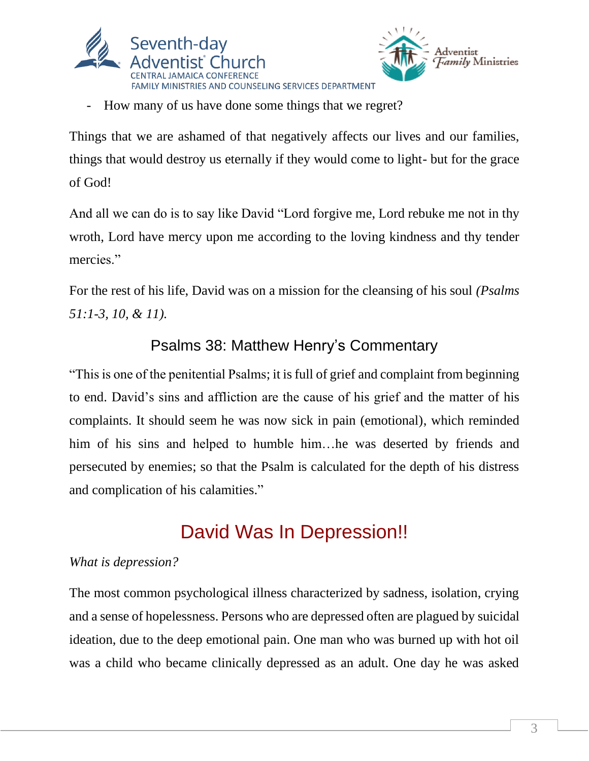- How many of us have done some things that we regret?

Things that we are ashamed of that negatively affects our lives and our families, things that would destroy us eternally if they would come to light- but for the grace of God!

And all we can do is to say like David "Lord forgive me, Lord rebuke me not in thy wroth, Lord have mercy upon me according to the loving kindness and thy tender mercies."

For the rest of his life, David was on a mission for the cleansing of his soul *(Psalms 51:1-3, 10, & 11).*

### Psalms 38: Matthew Henry's Commentary

"This is one of the penitential Psalms; it is full of grief and complaint from beginning to end. David's sins and affliction are the cause of his grief and the matter of his complaints. It should seem he was now sick in pain (emotional), which reminded him of his sins and helped to humble him…he was deserted by friends and persecuted by enemies; so that the Psalm is calculated for the depth of his distress and complication of his calamities."

## David Was In Depression!!

*What is depression?*

The most common psychological illness characterized by sadness, isolation, crying and a sense of hopelessness. Persons who are depressed often are plagued by suicidal ideation, due to the deep emotional pain. One man who was burned up with hot oil was a child who became clinically depressed as an adult. One day he was asked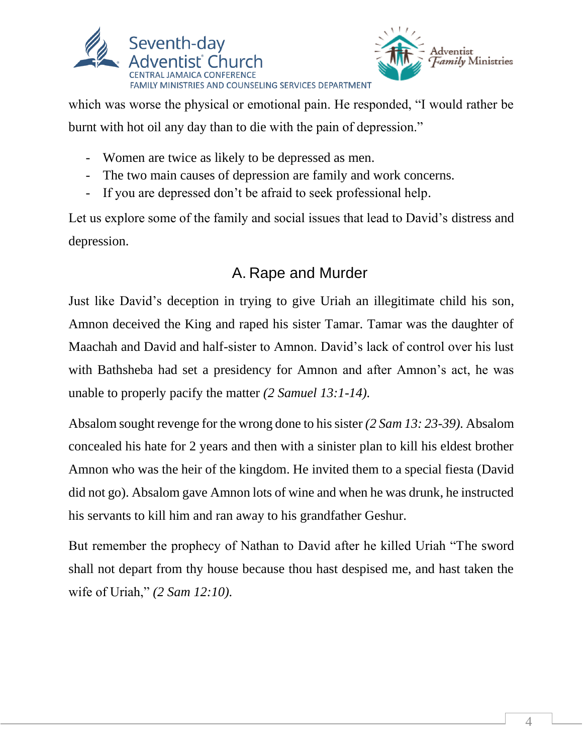which was worse the physical or emotional pain. He responded, "I would rather be burnt with hot oil any day than to die with the pain of depression."

- Women are twice as likely to be depressed as men.
- The two main causes of depression are family and work concerns.
- If you are depressed don't be afraid to seek professional help.

Let us explore some of the family and social issues that lead to David's distress and depression.

## A. Rape and Murder

Just like David's deception in trying to give Uriah an illegitimate child his son, Amnon deceived the King and raped his sister Tamar. Tamar was the daughter of Maachah and David and half-sister to Amnon. David's lack of control over his lust with Bathsheba had set a presidency for Amnon and after Amnon's act, he was unable to properly pacify the matter *(2 Samuel 13:1-14).*

Absalom sought revenge for the wrong done to his sister *(2 Sam 13: 23-39)*. Absalom concealed his hate for 2 years and then with a sinister plan to kill his eldest brother Amnon who was the heir of the kingdom. He invited them to a special fiesta (David did not go). Absalom gave Amnon lots of wine and when he was drunk, he instructed his servants to kill him and ran away to his grandfather Geshur.

But remember the prophecy of Nathan to David after he killed Uriah "The sword shall not depart from thy house because thou hast despised me, and hast taken the wife of Uriah," *(2 Sam 12:10).*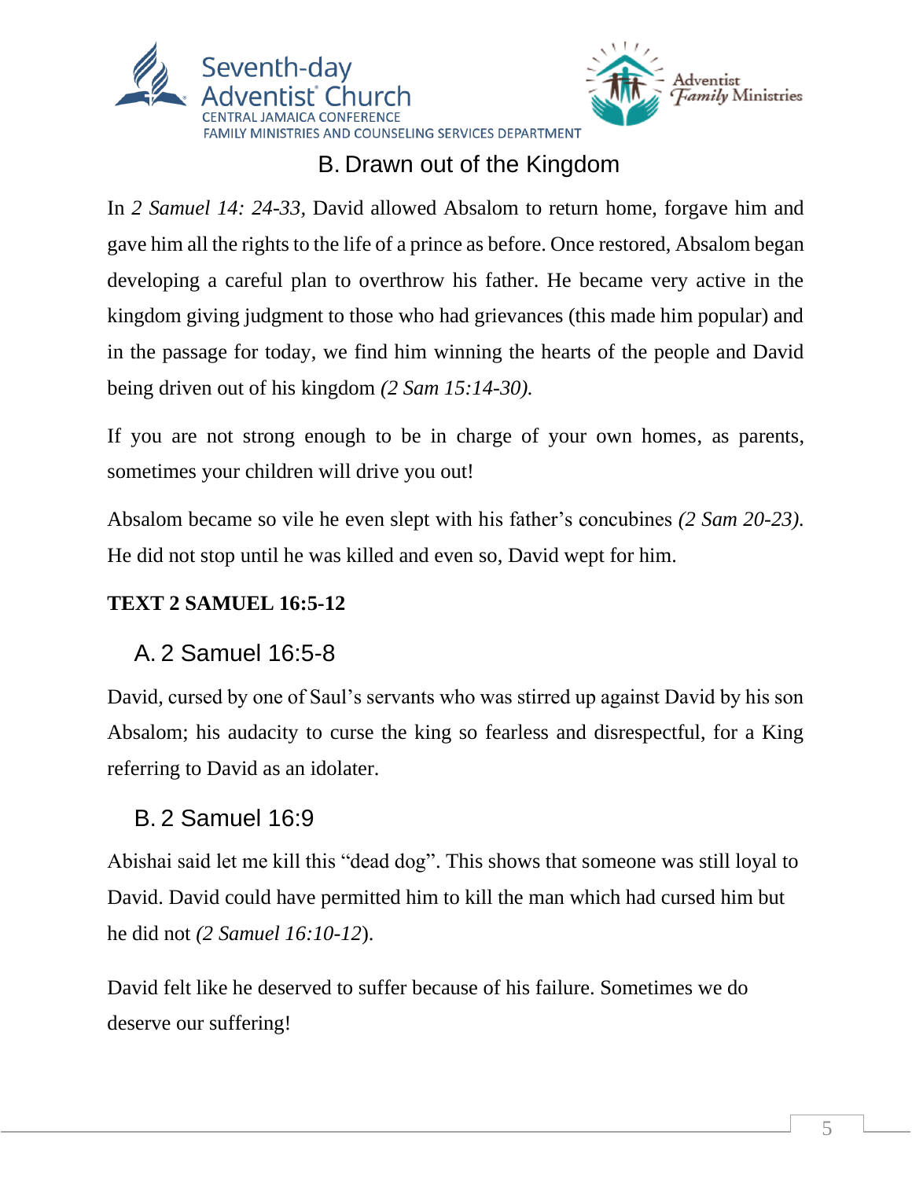## B. Drawn out of the Kingdom

In *2 Samuel 14: 24-33*, David allowed Absalom to return home, forgave him and gave him all the rights to the life of a prince as before. Once restored, Absalom began developing a careful plan to overthrow his father. He became very active in the kingdom giving judgment to those who had grievances (this made him popular) and in the passage for today, we find him winning the hearts of the people and David being driven out of his kingdom *(2 Sam 15:14-30).*

If you are not strong enough to be in charge of your own homes, as parents, sometimes your children will drive you out!

Absalom became so vile he even slept with his father's concubines *(2 Sam 20-23).* He did not stop until he was killed and even so, David wept for him.

**TEXT 2 SAMUEL 16:5-12**

## A. 2 Samuel 16:5-8

David, cursed by one of Saul's servants who was stirred up against David by his son Absalom; his audacity to curse the king so fearless and disrespectful, for a King referring to David as an idolater.

## B. 2 Samuel 16:9

Abishai said let me kill this "dead dog". This shows that someone was still loyal to David. David could have permitted him to kill the man which had cursed him but he did not *(2 Samuel 16:10-12*).

David felt like he deserved to suffer because of his failure. Sometimes we do deserve our suffering!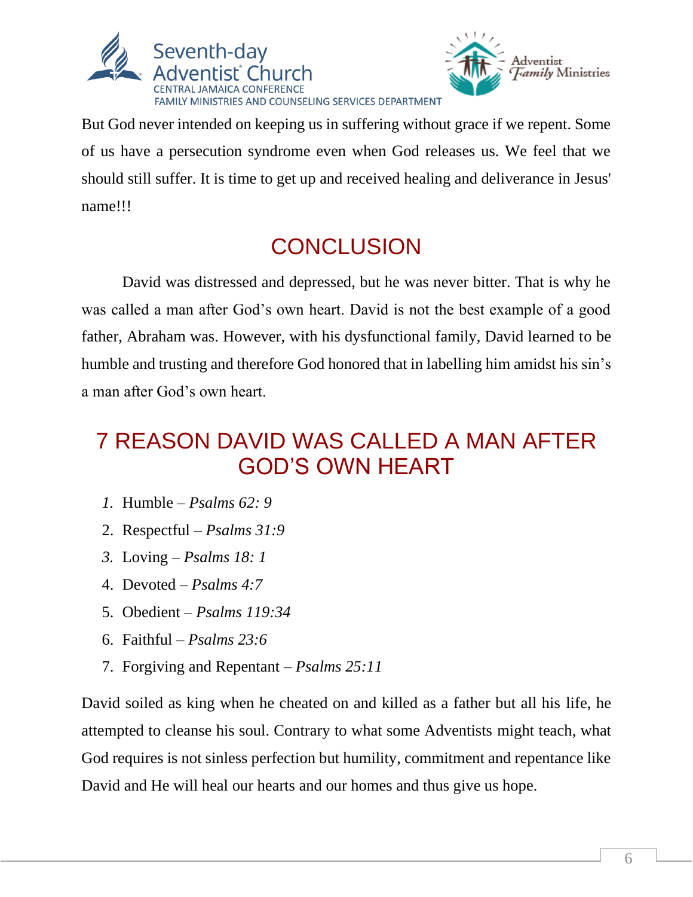But God never intended on keeping us in suffering without grace if we repent. Some of us have a persecution syndrome even when God releases us. We feel that we should still suffer. It is time to get up and received healing and deliverance in Jesus' name!!!

## CONCLUSION

David was distressed and depressed, but he was never bitter. That is why he was called a man after God's own heart. David is not the best example of a good father, Abraham was. However, with his dysfunctional family, David learned to be humble and trusting and therefore God honored that in labelling him amidst his sin's a man after God's own heart.

## 7 REASON DAVID WAS CALLED A MAN AFTER GOD'S OWN HEART

1. Humble – *Psalms 62: 9*
2. Respectful – *Psalms 31:9*
3. Loving – *Psalms 18: 1*
4. Devoted – *Psalms 4:7*
5. Obedient – *Psalms 119:34*
6. Faithful – *Psalms 23:6*
7. Forgiving and Repentant – *Psalms 25:11*

David soiled as king when he cheated on and killed as a father but all his life, he attempted to cleanse his soul. Contrary to what some Adventists might teach, what God requires is not sinless perfection but humility, commitment and repentance like David and He will heal our hearts and our homes and thus give us hope.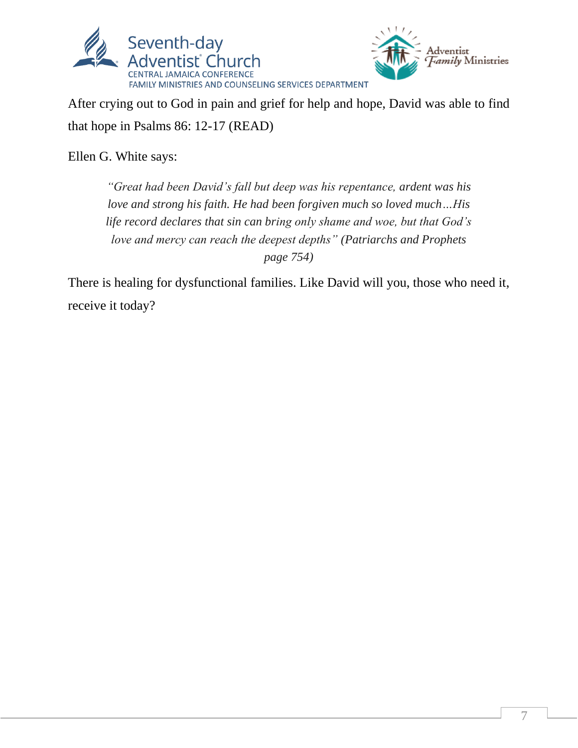After crying out to God in pain and grief for help and hope, David was able to find that hope in Psalms 86: 12-17 (READ)

Ellen G. White says:

> *"Great had been David's fall but deep was his repentance, ardent was his love and strong his faith. He had been forgiven much so loved much…His life record declares that sin can bring only shame and woe, but that God's love and mercy can reach the deepest depths" (Patriarchs and Prophets page 754)*

There is healing for dysfunctional families. Like David will you, those who need it, receive it today?